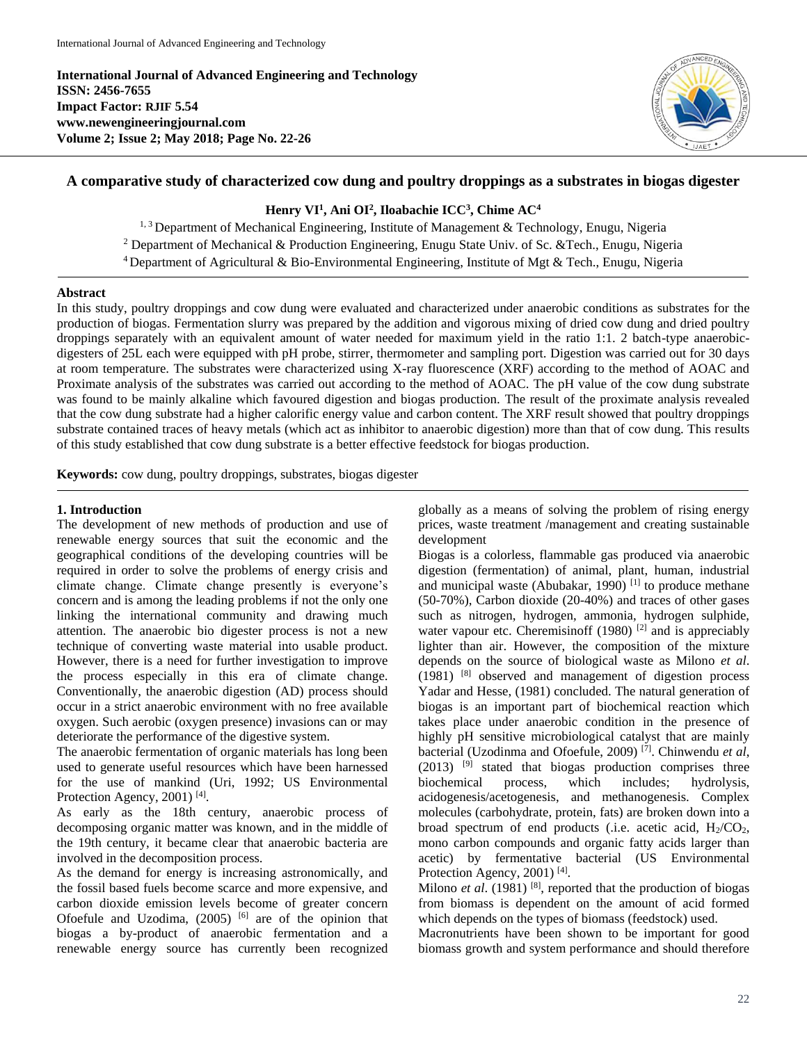**International Journal of Advanced Engineering and Technology**
**ISSN: 2456-7655**
**Impact Factor: RJIF 5.54**
**www.newengineeringjournal.com**
**Volume 2; Issue 2; May 2018; Page No. 22-26**

# A comparative study of characterized cow dung and poultry droppings as a substrates in biogas digester

**Henry VI[1], Ani OI[2], Iloabachie ICC[3], Chime AC[4]**

[1, 3] Department of Mechanical Engineering, Institute of Management & Technology, Enugu, Nigeria
[2] Department of Mechanical & Production Engineering, Enugu State Univ. of Sc. &Tech., Enugu, Nigeria
[4] Department of Agricultural & Bio-Environmental Engineering, Institute of Mgt & Tech., Enugu, Nigeria

## Abstract

In this study, poultry droppings and cow dung were evaluated and characterized under anaerobic conditions as substrates for the production of biogas. Fermentation slurry was prepared by the addition and vigorous mixing of dried cow dung and dried poultry droppings separately with an equivalent amount of water needed for maximum yield in the ratio 1:1. 2 batch-type anaerobic-digesters of 25L each were equipped with pH probe, stirrer, thermometer and sampling port. Digestion was carried out for 30 days at room temperature. The substrates were characterized using X-ray fluorescence (XRF) according to the method of AOAC and Proximate analysis of the substrates was carried out according to the method of AOAC. The pH value of the cow dung substrate was found to be mainly alkaline which favoured digestion and biogas production. The result of the proximate analysis revealed that the cow dung substrate had a higher calorific energy value and carbon content. The XRF result showed that poultry droppings substrate contained traces of heavy metals (which act as inhibitor to anaerobic digestion) more than that of cow dung. This results of this study established that cow dung substrate is a better effective feedstock for biogas production.

**Keywords:** cow dung, poultry droppings, substrates, biogas digester

## 1. Introduction

The development of new methods of production and use of renewable energy sources that suit the economic and the geographical conditions of the developing countries will be required in order to solve the problems of energy crisis and climate change. Climate change presently is everyone's concern and is among the leading problems if not the only one linking the international community and drawing much attention. The anaerobic bio digester process is not a new technique of converting waste material into usable product. However, there is a need for further investigation to improve the process especially in this era of climate change. Conventionally, the anaerobic digestion (AD) process should occur in a strict anaerobic environment with no free available oxygen. Such aerobic (oxygen presence) invasions can or may deteriorate the performance of the digestive system.

The anaerobic fermentation of organic materials has long been used to generate useful resources which have been harnessed for the use of mankind (Uri, 1992; US Environmental Protection Agency, 2001) [4].

As early as the 18th century, anaerobic process of decomposing organic matter was known, and in the middle of the 19th century, it became clear that anaerobic bacteria are involved in the decomposition process.

As the demand for energy is increasing astronomically, and the fossil based fuels become scarce and more expensive, and carbon dioxide emission levels become of greater concern Ofoefule and Uzodima, (2005) [6] are of the opinion that biogas a by-product of anaerobic fermentation and a renewable energy source has currently been recognized globally as a means of solving the problem of rising energy prices, waste treatment /management and creating sustainable development

Biogas is a colorless, flammable gas produced via anaerobic digestion (fermentation) of animal, plant, human, industrial and municipal waste (Abubakar, 1990) [1] to produce methane (50-70%), Carbon dioxide (20-40%) and traces of other gases such as nitrogen, hydrogen, ammonia, hydrogen sulphide, water vapour etc. Cheremisinoff (1980) [2] and is appreciably lighter than air. However, the composition of the mixture depends on the source of biological waste as Milono *et al*. (1981) [8] observed and management of digestion process Yadar and Hesse, (1981) concluded. The natural generation of biogas is an important part of biochemical reaction which takes place under anaerobic condition in the presence of highly pH sensitive microbiological catalyst that are mainly bacterial (Uzodinma and Ofoefule, 2009) [7]. Chinwendu *et al*, (2013) [9] stated that biogas production comprises three biochemical process, which includes; hydrolysis, acidogenesis/acetogenesis, and methanogenesis. Complex molecules (carbohydrate, protein, fats) are broken down into a broad spectrum of end products (.i.e. acetic acid, $H_2/CO_2$, mono carbon compounds and organic fatty acids larger than acetic) by fermentative bacterial (US Environmental Protection Agency, 2001) [4].

Milono *et al*. (1981) [8], reported that the production of biogas from biomass is dependent on the amount of acid formed which depends on the types of biomass (feedstock) used.

Macronutrients have been shown to be important for good biomass growth and system performance and should therefore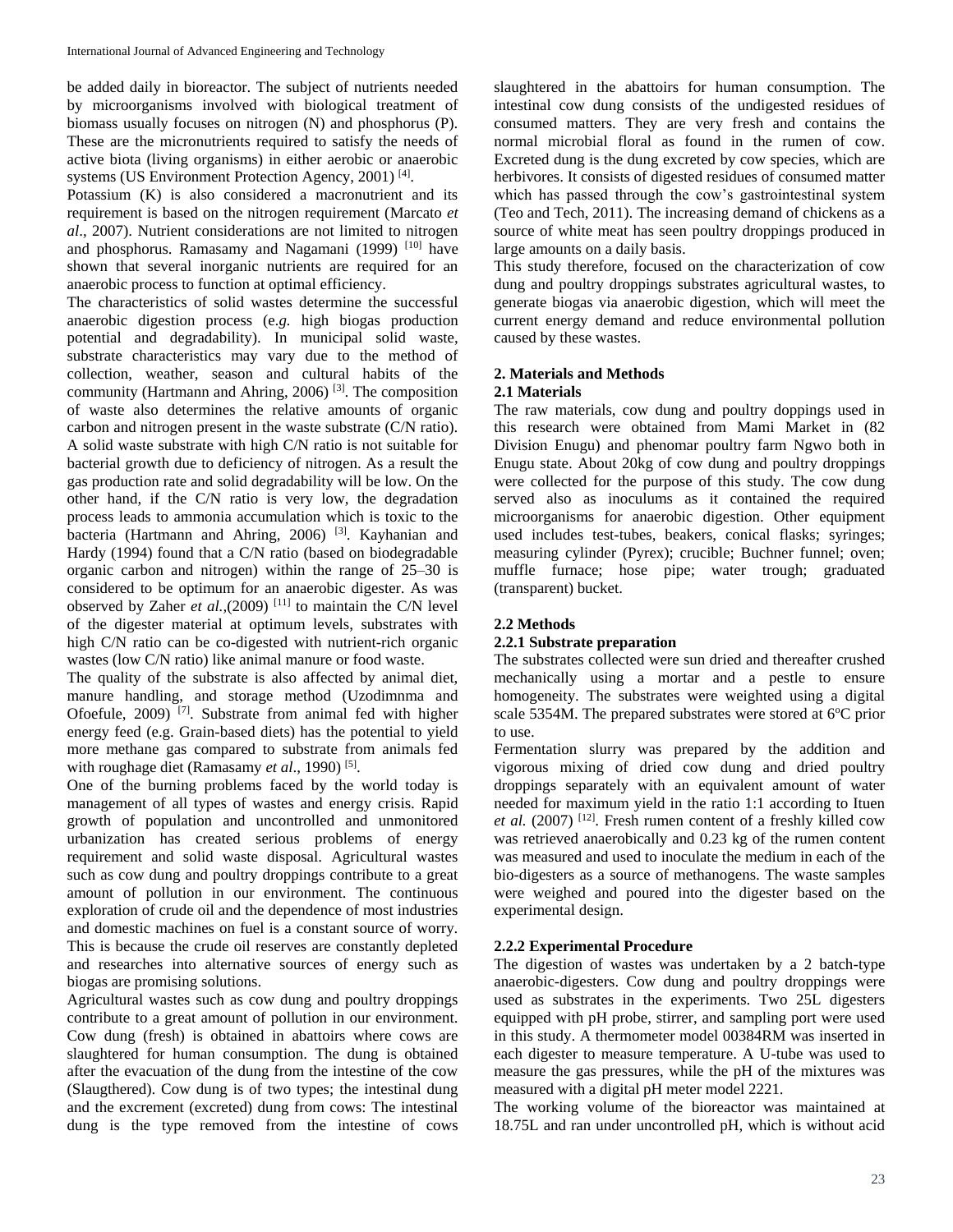be added daily in bioreactor. The subject of nutrients needed by microorganisms involved with biological treatment of biomass usually focuses on nitrogen (N) and phosphorus (P). These are the micronutrients required to satisfy the needs of active biota (living organisms) in either aerobic or anaerobic systems (US Environment Protection Agency, 2001) [4].

Potassium (K) is also considered a macronutrient and its requirement is based on the nitrogen requirement (Marcato *et al*., 2007). Nutrient considerations are not limited to nitrogen and phosphorus. Ramasamy and Nagamani (1999) [10] have shown that several inorganic nutrients are required for an anaerobic process to function at optimal efficiency.

The characteristics of solid wastes determine the successful anaerobic digestion process (e.*g*. high biogas production potential and degradability). In municipal solid waste, substrate characteristics may vary due to the method of collection, weather, season and cultural habits of the community (Hartmann and Ahring, 2006) [3]. The composition of waste also determines the relative amounts of organic carbon and nitrogen present in the waste substrate (C/N ratio). A solid waste substrate with high C/N ratio is not suitable for bacterial growth due to deficiency of nitrogen. As a result the gas production rate and solid degradability will be low. On the other hand, if the C/N ratio is very low, the degradation process leads to ammonia accumulation which is toxic to the bacteria (Hartmann and Ahring, 2006) [3]. Kayhanian and Hardy (1994) found that a C/N ratio (based on biodegradable organic carbon and nitrogen) within the range of 25–30 is considered to be optimum for an anaerobic digester. As was observed by Zaher *et al*.,(2009) [11] to maintain the C/N level of the digester material at optimum levels, substrates with high C/N ratio can be co-digested with nutrient-rich organic wastes (low C/N ratio) like animal manure or food waste.

The quality of the substrate is also affected by animal diet, manure handling, and storage method (Uzodimnma and Ofoefule, 2009) [7]. Substrate from animal fed with higher energy feed (e.g. Grain-based diets) has the potential to yield more methane gas compared to substrate from animals fed with roughage diet (Ramasamy *et al*., 1990) [5].

One of the burning problems faced by the world today is management of all types of wastes and energy crisis. Rapid growth of population and uncontrolled and unmonitored urbanization has created serious problems of energy requirement and solid waste disposal. Agricultural wastes such as cow dung and poultry droppings contribute to a great amount of pollution in our environment. The continuous exploration of crude oil and the dependence of most industries and domestic machines on fuel is a constant source of worry. This is because the crude oil reserves are constantly depleted and researches into alternative sources of energy such as biogas are promising solutions.

Agricultural wastes such as cow dung and poultry droppings contribute to a great amount of pollution in our environment. Cow dung (fresh) is obtained in abattoirs where cows are slaughtered for human consumption. The dung is obtained after the evacuation of the dung from the intestine of the cow (Slaugthered). Cow dung is of two types; the intestinal dung and the excrement (excreted) dung from cows: The intestinal dung is the type removed from the intestine of cows slaughtered in the abattoirs for human consumption. The intestinal cow dung consists of the undigested residues of consumed matters. They are very fresh and contains the normal microbial floral as found in the rumen of cow. Excreted dung is the dung excreted by cow species, which are herbivores. It consists of digested residues of consumed matter which has passed through the cow's gastrointestinal system (Teo and Tech, 2011). The increasing demand of chickens as a source of white meat has seen poultry droppings produced in large amounts on a daily basis.

This study therefore, focused on the characterization of cow dung and poultry droppings substrates agricultural wastes, to generate biogas via anaerobic digestion, which will meet the current energy demand and reduce environmental pollution caused by these wastes.

## 2. Materials and Methods

### 2.1 Materials

The raw materials, cow dung and poultry doppings used in this research were obtained from Mami Market in (82 Division Enugu) and phenomar poultry farm Ngwo both in Enugu state. About 20kg of cow dung and poultry droppings were collected for the purpose of this study. The cow dung served also as inoculums as it contained the required microorganisms for anaerobic digestion. Other equipment used includes test-tubes, beakers, conical flasks; syringes; measuring cylinder (Pyrex); crucible; Buchner funnel; oven; muffle furnace; hose pipe; water trough; graduated (transparent) bucket.

### 2.2 Methods

#### 2.2.1 Substrate preparation

The substrates collected were sun dried and thereafter crushed mechanically using a mortar and a pestle to ensure homogeneity. The substrates were weighted using a digital scale 5354M. The prepared substrates were stored at 6ºC prior to use.

Fermentation slurry was prepared by the addition and vigorous mixing of dried cow dung and dried poultry droppings separately with an equivalent amount of water needed for maximum yield in the ratio 1:1 according to Ituen *et al.* (2007) [12]. Fresh rumen content of a freshly killed cow was retrieved anaerobically and 0.23 kg of the rumen content was measured and used to inoculate the medium in each of the bio-digesters as a source of methanogens. The waste samples were weighed and poured into the digester based on the experimental design.

#### 2.2.2 Experimental Procedure

The digestion of wastes was undertaken by a 2 batch-type anaerobic-digesters. Cow dung and poultry droppings were used as substrates in the experiments. Two 25L digesters equipped with pH probe, stirrer, and sampling port were used in this study. A thermometer model 00384RM was inserted in each digester to measure temperature. A U-tube was used to measure the gas pressures, while the pH of the mixtures was measured with a digital pH meter model 2221.

The working volume of the bioreactor was maintained at 18.75L and ran under uncontrolled pH, which is without acid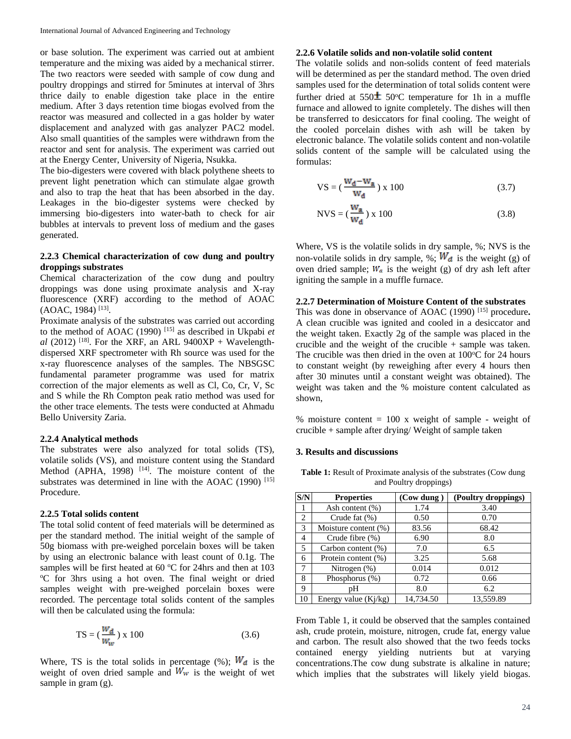or base solution. The experiment was carried out at ambient temperature and the mixing was aided by a mechanical stirrer. The two reactors were seeded with sample of cow dung and poultry droppings and stirred for 5minutes at interval of 3hrs thrice daily to enable digestion take place in the entire medium. After 3 days retention time biogas evolved from the reactor was measured and collected in a gas holder by water displacement and analyzed with gas analyzer PAC2 model. Also small quantities of the samples were withdrawn from the reactor and sent for analysis. The experiment was carried out at the Energy Center, University of Nigeria, Nsukka.

The bio-digesters were covered with black polythene sheets to prevent light penetration which can stimulate algae growth and also to trap the heat that has been absorbed in the day. Leakages in the bio-digester systems were checked by immersing bio-digesters into water-bath to check for air bubbles at intervals to prevent loss of medium and the gases generated.

### 2.2.3 Chemical characterization of cow dung and poultry droppings substrates

Chemical characterization of the cow dung and poultry droppings was done using proximate analysis and X-ray fluorescence (XRF) according to the method of AOAC (AOAC, 1984) [13].

Proximate analysis of the substrates was carried out according to the method of AOAC (1990) [15] as described in Ukpabi *et al* (2012) [18]. For the XRF, an ARL 9400XP + Wavelength-dispersed XRF spectrometer with Rh source was used for the x-ray fluorescence analyses of the samples. The NBSGSC fundamental parameter programme was used for matrix correction of the major elements as well as Cl, Co, Cr, V, Sc and S while the Rh Compton peak ratio method was used for the other trace elements. The tests were conducted at Ahmadu Bello University Zaria.

### 2.2.4 Analytical methods

The substrates were also analyzed for total solids (TS), volatile solids (VS), and moisture content using the Standard Method (APHA, 1998) [14]. The moisture content of the substrates was determined in line with the AOAC (1990) [15] Procedure.

### 2.2.5 Total solids content

The total solid content of feed materials will be determined as per the standard method. The initial weight of the sample of 50g biomass with pre-weighed porcelain boxes will be taken by using an electronic balance with least count of 0.1g. The samples will be first heated at 60 ºC for 24hrs and then at 103 ºC for 3hrs using a hot oven. The final weight or dried samples weight with pre-weighed porcelain boxes were recorded. The percentage total solids content of the samples will then be calculated using the formula:

$$TS = \left(\frac{W_d}{W_w}\right) \times 100 \qquad (3.6)$$

Where, TS is the total solids in percentage (%); $W_d$ is the weight of oven dried sample and $W_w$ is the weight of wet sample in gram (g).

### 2.2.6 Volatile solids and non-volatile solid content

The volatile solids and non-solids content of feed materials will be determined as per the standard method. The oven dried samples used for the determination of total solids content were further dried at 550± 50ºC temperature for 1h in a muffle furnace and allowed to ignite completely. The dishes will then be transferred to desiccators for final cooling. The weight of the cooled porcelain dishes with ash will be taken by electronic balance. The volatile solids content and non-volatile solids content of the sample will be calculated using the formulas:

$$VS = \left(\frac{W_d - W_a}{W_d}\right) \times 100 \qquad (3.7)$$

$$NVS = \left(\frac{W_a}{W_d}\right) \times 100 \qquad (3.8)$$

Where, VS is the volatile solids in dry sample, %; NVS is the non-volatile solids in dry sample, %; $W_d$ is the weight (g) of oven dried sample; $W_a$ is the weight (g) of dry ash left after igniting the sample in a muffle furnace.

### 2.2.7 Determination of Moisture Content of the substrates

This was done in observance of AOAC (1990) [15] procedure**.** A clean crucible was ignited and cooled in a desiccator and the weight taken. Exactly 2g of the sample was placed in the crucible and the weight of the crucible + sample was taken. The crucible was then dried in the oven at 100ºC for 24 hours to constant weight (by reweighing after every 4 hours then after 30 minutes until a constant weight was obtained). The weight was taken and the % moisture content calculated as shown,

% moisture content = 100 x weight of sample - weight of crucible + sample after drying/ Weight of sample taken

## 3. Results and discussions

**Table 1:** Result of Proximate analysis of the substrates (Cow dung and Poultry droppings)

| S/N | Properties | (Cow dung ) | (Poultry droppings) |
|---|---|---|---|
| 1 | Ash content (%) | 1.74 | 3.40 |
| 2 | Crude fat (%) | 0.50 | 0.70 |
| 3 | Moisture content (%) | 83.56 | 68.42 |
| 4 | Crude fibre (%) | 6.90 | 8.0 |
| 5 | Carbon content (%) | 7.0 | 6.5 |
| 6 | Protein content (%) | 3.25 | 5.68 |
| 7 | Nitrogen (%) | 0.014 | 0.012 |
| 8 | Phosphorus (%) | 0.72 | 0.66 |
| 9 | pH | 8.0 | 6.2 |
| 10 | Energy value (Kj/kg) | 14,734.50 | 13,559.89 |

From Table 1, it could be observed that the samples contained ash, crude protein, moisture, nitrogen, crude fat, energy value and carbon. The result also showed that the two feeds tocks contained energy yielding nutrients but at varying concentrations.The cow dung substrate is alkaline in nature; which implies that the substrates will likely yield biogas.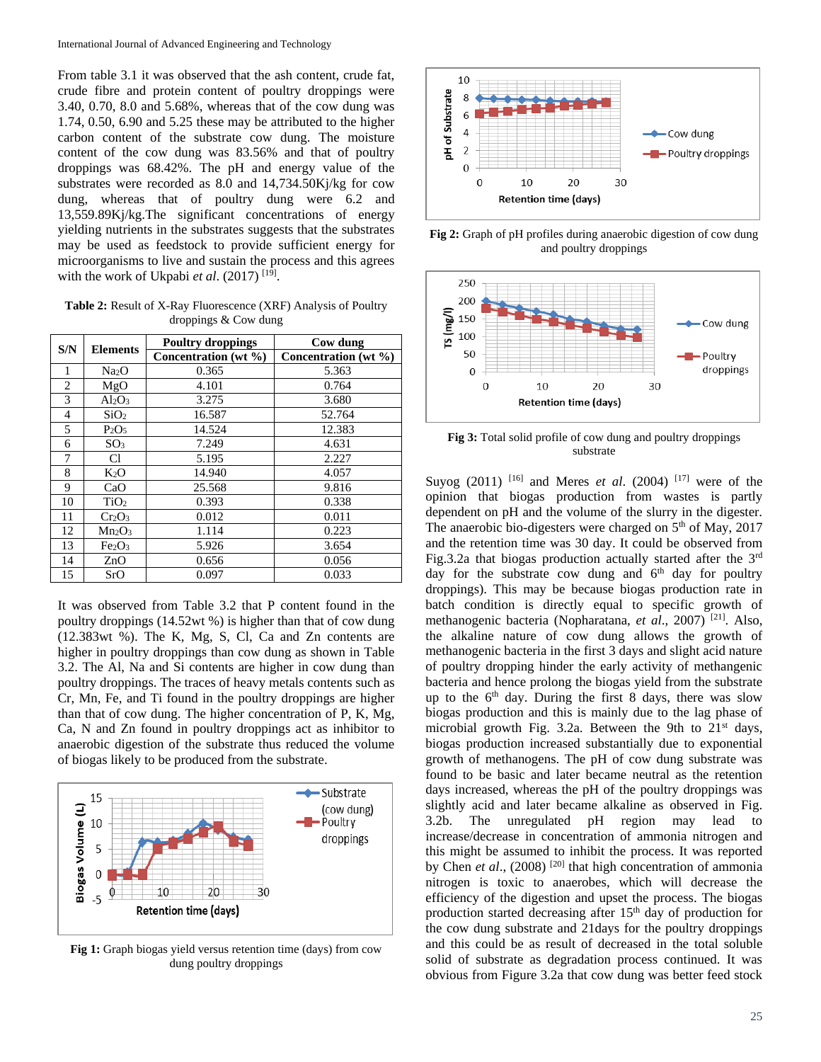From table 3.1 it was observed that the ash content, crude fat, crude fibre and protein content of poultry droppings were 3.40, 0.70, 8.0 and 5.68%, whereas that of the cow dung was 1.74, 0.50, 6.90 and 5.25 these may be attributed to the higher carbon content of the substrate cow dung. The moisture content of the cow dung was 83.56% and that of poultry droppings was 68.42%. The pH and energy value of the substrates were recorded as 8.0 and 14,734.50Kj/kg for cow dung, whereas that of poultry dung were 6.2 and 13,559.89Kj/kg.The significant concentrations of energy yielding nutrients in the substrates suggests that the substrates may be used as feedstock to provide sufficient energy for microorganisms to live and sustain the process and this agrees with the work of Ukpabi *et al*. (2017) [19].

**Table 2:** Result of X-Ray Fluorescence (XRF) Analysis of Poultry droppings & Cow dung

| S/N | Elements | Poultry droppings | Cow dung |
|---|---|---|---|
| | | Concentration (wt %) | Concentration (wt %) |
| 1 | $Na_2O$ | 0.365 | 5.363 |
| 2 | MgO | 4.101 | 0.764 |
| 3 | $Al_2O_3$ | 3.275 | 3.680 |
| 4 | $SiO_2$ | 16.587 | 52.764 |
| 5 | $P_2O_5$ | 14.524 | 12.383 |
| 6 | $SO_3$ | 7.249 | 4.631 |
| 7 | Cl | 5.195 | 2.227 |
| 8 | $K_2O$ | 14.940 | 4.057 |
| 9 | CaO | 25.568 | 9.816 |
| 10 | $TiO_2$ | 0.393 | 0.338 |
| 11 | $Cr_2O_3$ | 0.012 | 0.011 |
| 12 | $Mn_2O_3$ | 1.114 | 0.223 |
| 13 | $Fe_2O_3$ | 5.926 | 3.654 |
| 14 | ZnO | 0.656 | 0.056 |
| 15 | SrO | 0.097 | 0.033 |

It was observed from Table 3.2 that P content found in the poultry droppings (14.52wt %) is higher than that of cow dung (12.383wt %). The K, Mg, S, Cl, Ca and Zn contents are higher in poultry droppings than cow dung as shown in Table 3.2. The Al, Na and Si contents are higher in cow dung than poultry droppings. The traces of heavy metals contents such as Cr, Mn, Fe, and Ti found in the poultry droppings are higher than that of cow dung. The higher concentration of P, K, Mg, Ca, N and Zn found in poultry droppings act as inhibitor to anaerobic digestion of the substrate thus reduced the volume of biogas likely to be produced from the substrate.

**Fig 1:** Graph biogas yield versus retention time (days) from cow dung poultry droppings

**Fig 2:** Graph of pH profiles during anaerobic digestion of cow dung and poultry droppings

**Fig 3:** Total solid profile of cow dung and poultry droppings substrate

Suyog (2011) [16] and Meres *et al*. (2004) [17] were of the opinion that biogas production from wastes is partly dependent on pH and the volume of the slurry in the digester. The anaerobic bio-digesters were charged on 5th of May, 2017 and the retention time was 30 day. It could be observed from Fig.3.2a that biogas production actually started after the 3rd day for the substrate cow dung and 6th day for poultry droppings). This may be because biogas production rate in batch condition is directly equal to specific growth of methanogenic bacteria (Nopharatana, *et al*., 2007) [21]. Also, the alkaline nature of cow dung allows the growth of methanogenic bacteria in the first 3 days and slight acid nature of poultry dropping hinder the early activity of methangenic bacteria and hence prolong the biogas yield from the substrate up to the 6th day. During the first 8 days, there was slow biogas production and this is mainly due to the lag phase of microbial growth Fig. 3.2a. Between the 9th to 21st days, biogas production increased substantially due to exponential growth of methanogens. The pH of cow dung substrate was found to be basic and later became neutral as the retention days increased, whereas the pH of the poultry droppings was slightly acid and later became alkaline as observed in Fig. 3.2b. The unregulated pH region may lead to increase/decrease in concentration of ammonia nitrogen and this might be assumed to inhibit the process. It was reported by Chen *et al*., (2008) [20] that high concentration of ammonia nitrogen is toxic to anaerobes, which will decrease the efficiency of the digestion and upset the process. The biogas production started decreasing after 15th day of production for the cow dung substrate and 21days for the poultry droppings and this could be as result of decreased in the total soluble solid of substrate as degradation process continued. It was obvious from Figure 3.2a that cow dung was better feed stock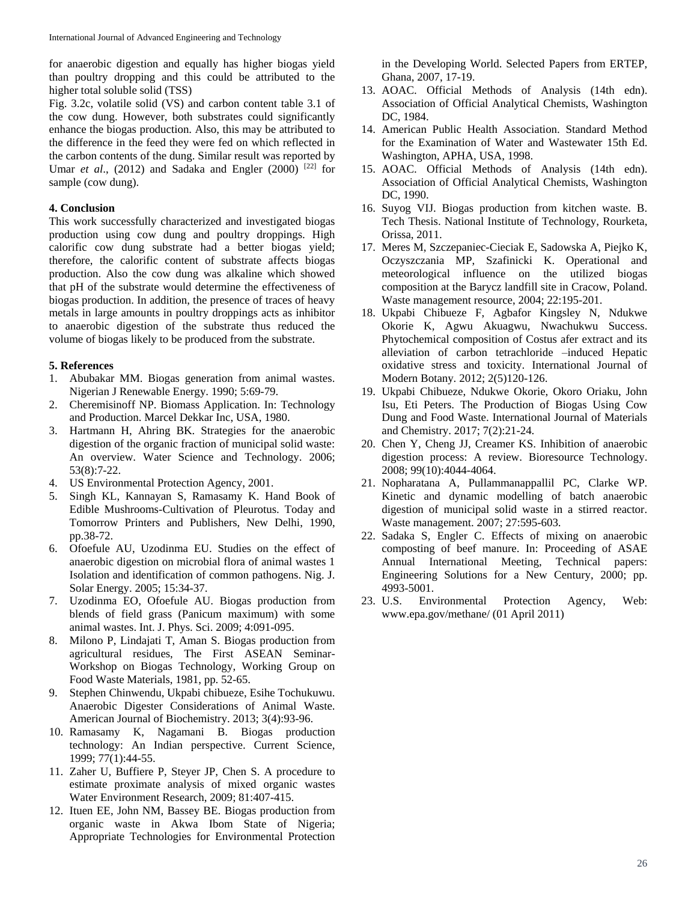for anaerobic digestion and equally has higher biogas yield than poultry dropping and this could be attributed to the higher total soluble solid (TSS)

Fig. 3.2c, volatile solid (VS) and carbon content table 3.1 of the cow dung. However, both substrates could significantly enhance the biogas production. Also, this may be attributed to the difference in the feed they were fed on which reflected in the carbon contents of the dung. Similar result was reported by Umar *et al*., (2012) and Sadaka and Engler (2000) [22] for sample (cow dung).

## 4. Conclusion

This work successfully characterized and investigated biogas production using cow dung and poultry droppings. High calorific cow dung substrate had a better biogas yield; therefore, the calorific content of substrate affects biogas production. Also the cow dung was alkaline which showed that pH of the substrate would determine the effectiveness of biogas production. In addition, the presence of traces of heavy metals in large amounts in poultry droppings acts as inhibitor to anaerobic digestion of the substrate thus reduced the volume of biogas likely to be produced from the substrate.

## 5. References

1. Abubakar MM. Biogas generation from animal wastes. Nigerian J Renewable Energy. 1990; 5:69-79.
2. Cheremisinoff NP. Biomass Application. In: Technology and Production. Marcel Dekkar Inc, USA, 1980.
3. Hartmann H, Ahring BK. Strategies for the anaerobic digestion of the organic fraction of municipal solid waste: An overview. Water Science and Technology. 2006; 53(8):7-22.
4. US Environmental Protection Agency, 2001.
5. Singh KL, Kannayan S, Ramasamy K. Hand Book of Edible Mushrooms-Cultivation of Pleurotus. Today and Tomorrow Printers and Publishers, New Delhi, 1990, pp.38-72.
6. Ofoefule AU, Uzodinma EU. Studies on the effect of anaerobic digestion on microbial flora of animal wastes 1 Isolation and identification of common pathogens. Nig. J. Solar Energy. 2005; 15:34-37.
7. Uzodinma EO, Ofoefule AU. Biogas production from blends of field grass (Panicum maximum) with some animal wastes. Int. J. Phys. Sci. 2009; 4:091-095.
8. Milono P, Lindajati T, Aman S. Biogas production from agricultural residues, The First ASEAN Seminar-Workshop on Biogas Technology, Working Group on Food Waste Materials, 1981, pp. 52-65.
9. Stephen Chinwendu, Ukpabi chibueze, Esihe Tochukuwu. Anaerobic Digester Considerations of Animal Waste. American Journal of Biochemistry. 2013; 3(4):93-96.
10. Ramasamy K, Nagamani B. Biogas production technology: An Indian perspective. Current Science, 1999; 77(1):44-55.
11. Zaher U, Buffiere P, Steyer JP, Chen S. A procedure to estimate proximate analysis of mixed organic wastes Water Environment Research, 2009; 81:407-415.
12. Ituen EE, John NM, Bassey BE. Biogas production from organic waste in Akwa Ibom State of Nigeria; Appropriate Technologies for Environmental Protection in the Developing World. Selected Papers from ERTEP, Ghana, 2007, 17-19.
13. AOAC. Official Methods of Analysis (14th edn). Association of Official Analytical Chemists, Washington DC, 1984.
14. American Public Health Association. Standard Method for the Examination of Water and Wastewater 15th Ed. Washington, APHA, USA, 1998.
15. AOAC. Official Methods of Analysis (14th edn). Association of Official Analytical Chemists, Washington DC, 1990.
16. Suyog VIJ. Biogas production from kitchen waste. B. Tech Thesis. National Institute of Technology, Rourketa, Orissa, 2011.
17. Meres M, Szczepaniec-Cieciak E, Sadowska A, Piejko K, Oczyszczania MP, Szafinicki K. Operational and meteorological influence on the utilized biogas composition at the Barycz landfill site in Cracow, Poland. Waste management resource, 2004; 22:195-201.
18. Ukpabi Chibueze F, Agbafor Kingsley N, Ndukwe Okorie K, Agwu Akuagwu, Nwachukwu Success. Phytochemical composition of Costus afer extract and its alleviation of carbon tetrachloride –induced Hepatic oxidative stress and toxicity. International Journal of Modern Botany. 2012; 2(5)120-126.
19. Ukpabi Chibueze, Ndukwe Okorie, Okoro Oriaku, John Isu, Eti Peters. The Production of Biogas Using Cow Dung and Food Waste. International Journal of Materials and Chemistry. 2017; 7(2):21-24.
20. Chen Y, Cheng JJ, Creamer KS. Inhibition of anaerobic digestion process: A review. Bioresource Technology. 2008; 99(10):4044-4064.
21. Nopharatana A, Pullammanappallil PC, Clarke WP. Kinetic and dynamic modelling of batch anaerobic digestion of municipal solid waste in a stirred reactor. Waste management. 2007; 27:595-603.
22. Sadaka S, Engler C. Effects of mixing on anaerobic composting of beef manure. In: Proceeding of ASAE Annual International Meeting, Technical papers: Engineering Solutions for a New Century, 2000; pp. 4993-5001.
23. U.S. Environmental Protection Agency, Web: www.epa.gov/methane/ (01 April 2011)